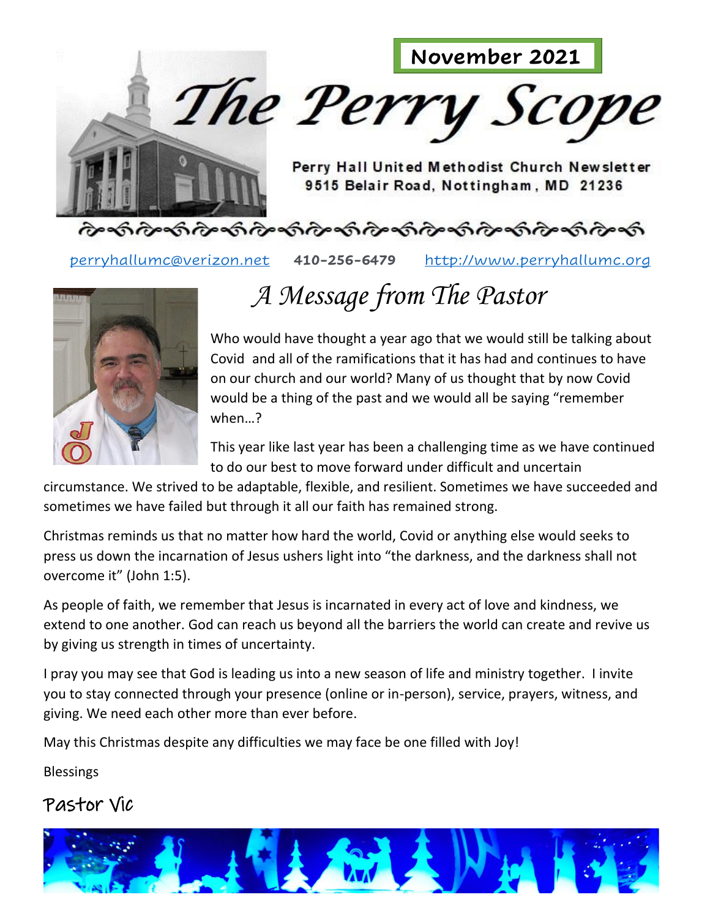**November 2021**

# The Perry Scope

**Perry Hall United Methodist Church Newsletter**
**9515 Belair Road, Nottingham, MD 21236**

perryhallumc@verizon.net **410-256-6479** http://www.perryhallumc.org

## *A Message from The Pastor*

Who would have thought a year ago that we would still be talking about Covid and all of the ramifications that it has had and continues to have on our church and our world? Many of us thought that by now Covid would be a thing of the past and we would all be saying "remember when…?

This year like last year has been a challenging time as we have continued to do our best to move forward under difficult and uncertain circumstance. We strived to be adaptable, flexible, and resilient. Sometimes we have succeeded and sometimes we have failed but through it all our faith has remained strong.

Christmas reminds us that no matter how hard the world, Covid or anything else would seeks to press us down the incarnation of Jesus ushers light into "the darkness, and the darkness shall not overcome it" (John 1:5).

As people of faith, we remember that Jesus is incarnated in every act of love and kindness, we extend to one another. God can reach us beyond all the barriers the world can create and revive us by giving us strength in times of uncertainty.

I pray you may see that God is leading us into a new season of life and ministry together. I invite you to stay connected through your presence (online or in-person), service, prayers, witness, and giving. We need each other more than ever before.

May this Christmas despite any difficulties we may face be one filled with Joy!

Blessings

Pastor Vic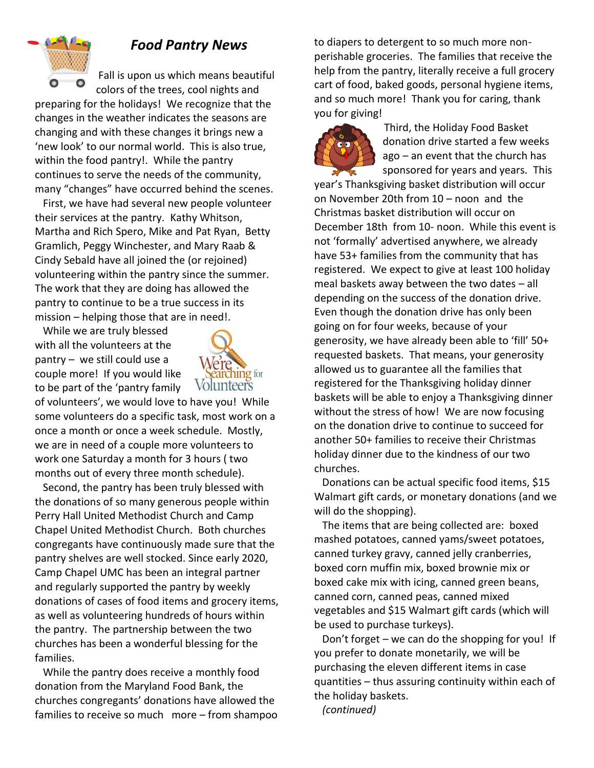## *Food Pantry News*

Fall is upon us which means beautiful colors of the trees, cool nights and preparing for the holidays! We recognize that the changes in the weather indicates the seasons are changing and with these changes it brings new a 'new look' to our normal world. This is also true, within the food pantry!. While the pantry continues to serve the needs of the community, many "changes" have occurred behind the scenes.

First, we have had several new people volunteer their services at the pantry. Kathy Whitson, Martha and Rich Spero, Mike and Pat Ryan, Betty Gramlich, Peggy Winchester, and Mary Raab & Cindy Sebald have all joined the (or rejoined) volunteering within the pantry since the summer. The work that they are doing has allowed the pantry to continue to be a true success in its mission – helping those that are in need!.

While we are truly blessed with all the volunteers at the pantry – we still could use a couple more! If you would like to be part of the 'pantry family of volunteers', we would love to have you! While some volunteers do a specific task, most work on a once a month or once a week schedule. Mostly, we are in need of a couple more volunteers to work one Saturday a month for 3 hours ( two months out of every three month schedule).

Second, the pantry has been truly blessed with the donations of so many generous people within Perry Hall United Methodist Church and Camp Chapel United Methodist Church. Both churches congregants have continuously made sure that the pantry shelves are well stocked. Since early 2020, Camp Chapel UMC has been an integral partner and regularly supported the pantry by weekly donations of cases of food items and grocery items, as well as volunteering hundreds of hours within the pantry. The partnership between the two churches has been a wonderful blessing for the families.

While the pantry does receive a monthly food donation from the Maryland Food Bank, the churches congregants' donations have allowed the families to receive so much more – from shampoo to diapers to detergent to so much more non-perishable groceries. The families that receive the help from the pantry, literally receive a full grocery cart of food, baked goods, personal hygiene items, and so much more! Thank you for caring, thank you for giving!

Third, the Holiday Food Basket donation drive started a few weeks ago – an event that the church has sponsored for years and years. This year's Thanksgiving basket distribution will occur on November 20th from 10 – noon and the Christmas basket distribution will occur on December 18th from 10- noon. While this event is not 'formally' advertised anywhere, we already have 53+ families from the community that has registered. We expect to give at least 100 holiday meal baskets away between the two dates – all depending on the success of the donation drive. Even though the donation drive has only been going on for four weeks, because of your generosity, we have already been able to 'fill' 50+ requested baskets. That means, your generosity allowed us to guarantee all the families that registered for the Thanksgiving holiday dinner baskets will be able to enjoy a Thanksgiving dinner without the stress of how! We are now focusing on the donation drive to continue to succeed for another 50+ families to receive their Christmas holiday dinner due to the kindness of our two churches.

Donations can be actual specific food items, $15 Walmart gift cards, or monetary donations (and we will do the shopping).

The items that are being collected are: boxed mashed potatoes, canned yams/sweet potatoes, canned turkey gravy, canned jelly cranberries, boxed corn muffin mix, boxed brownie mix or boxed cake mix with icing, canned green beans, canned corn, canned peas, canned mixed vegetables and $15 Walmart gift cards (which will be used to purchase turkeys).

Don't forget – we can do the shopping for you! If you prefer to donate monetarily, we will be purchasing the eleven different items in case quantities – thus assuring continuity within each of the holiday baskets.

*(continued)*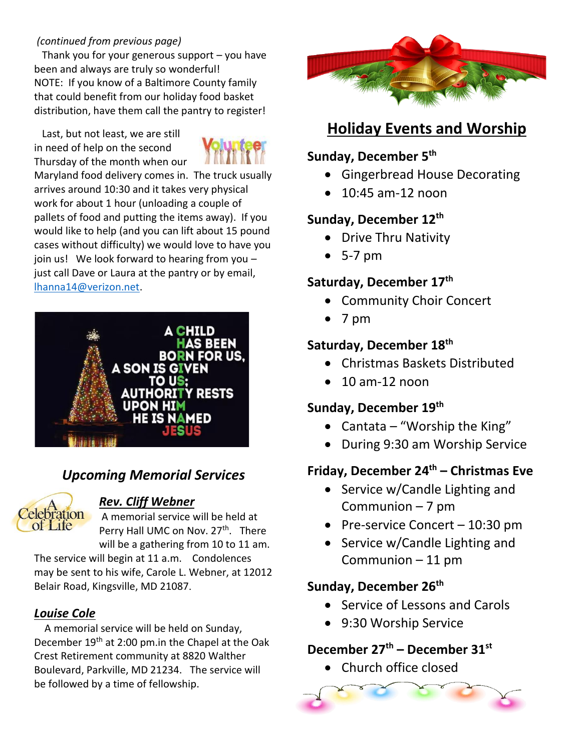*(continued from previous page)*

Thank you for your generous support – you have been and always are truly so wonderful! NOTE: If you know of a Baltimore County family that could benefit from our holiday food basket distribution, have them call the pantry to register!

Last, but not least, we are still in need of help on the second Thursday of the month when our Maryland food delivery comes in. The truck usually arrives around 10:30 and it takes very physical work for about 1 hour (unloading a couple of pallets of food and putting the items away). If you would like to help (and you can lift about 15 pound cases without difficulty) we would love to have you join us! We look forward to hearing from you – just call Dave or Laura at the pantry or by email, lhanna14@verizon.net.

A CHILD HAS BEEN BORN FOR US, A SON IS GIVEN TO US: AUTHORITY RESTS UPON HIM HE IS NAMED JESUS

## *Upcoming Memorial Services*

### ***Rev. Cliff Webner***

A memorial service will be held at Perry Hall UMC on Nov. 27th. There will be a gathering from 10 to 11 am. The service will begin at 11 a.m. Condolences may be sent to his wife, Carole L. Webner, at 12012 Belair Road, Kingsville, MD 21087.

### ***Louise Cole***

A memorial service will be held on Sunday, December 19th at 2:00 pm.in the Chapel at the Oak Crest Retirement community at 8820 Walther Boulevard, Parkville, MD 21234. The service will be followed by a time of fellowship.

## Holiday Events and Worship

**Sunday, December 5th**

- Gingerbread House Decorating
- 10:45 am-12 noon

**Sunday, December 12th**

- Drive Thru Nativity
- 5-7 pm

**Saturday, December 17th**

- Community Choir Concert
- 7 pm

**Saturday, December 18th**

- Christmas Baskets Distributed
- 10 am-12 noon

**Sunday, December 19th**

- Cantata – "Worship the King"
- During 9:30 am Worship Service

**Friday, December 24th – Christmas Eve**

- Service w/Candle Lighting and Communion – 7 pm
- Pre-service Concert – 10:30 pm
- Service w/Candle Lighting and Communion – 11 pm

**Sunday, December 26th**

- Service of Lessons and Carols
- 9:30 Worship Service

**December 27th – December 31st**

- Church office closed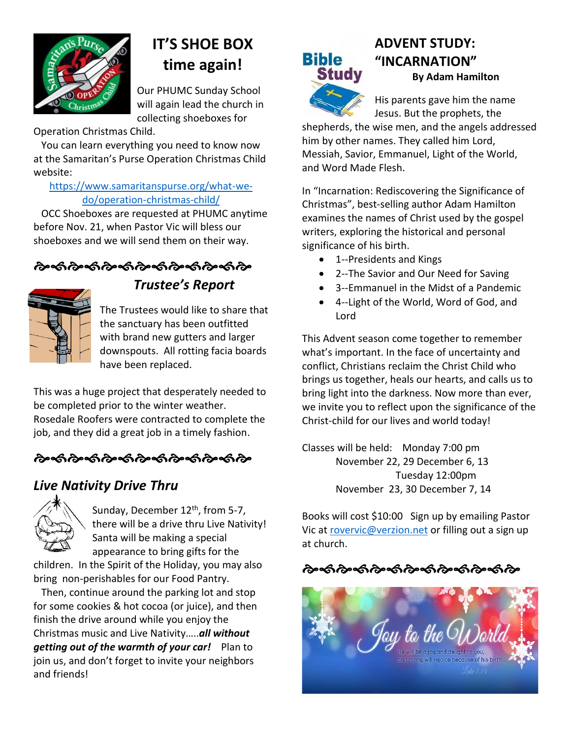## IT'S SHOE BOX time again!

Our PHUMC Sunday School will again lead the church in collecting shoeboxes for Operation Christmas Child.

You can learn everything you need to know now at the Samaritan's Purse Operation Christmas Child website:

https://www.samaritanspurse.org/what-we-do/operation-christmas-child/

OCC Shoeboxes are requested at PHUMC anytime before Nov. 21, when Pastor Vic will bless our shoeboxes and we will send them on their way.

## *Trustee's Report*

The Trustees would like to share that the sanctuary has been outfitted with brand new gutters and larger downspouts. All rotting facia boards have been replaced.

This was a huge project that desperately needed to be completed prior to the winter weather. Rosedale Roofers were contracted to complete the job, and they did a great job in a timely fashion.

## *Live Nativity Drive Thru*

Sunday, December 12th, from 5-7, there will be a drive thru Live Nativity! Santa will be making a special appearance to bring gifts for the children. In the Spirit of the Holiday, you may also bring non-perishables for our Food Pantry.

Then, continue around the parking lot and stop for some cookies & hot cocoa (or juice), and then finish the drive around while you enjoy the Christmas music and Live Nativity…..***all without getting out of the warmth of your car!*** Plan to join us, and don't forget to invite your neighbors and friends!

## ADVENT STUDY: "INCARNATION"

**By Adam Hamilton**

His parents gave him the name Jesus. But the prophets, the shepherds, the wise men, and the angels addressed him by other names. They called him Lord, Messiah, Savior, Emmanuel, Light of the World, and Word Made Flesh.

In "Incarnation: Rediscovering the Significance of Christmas", best-selling author Adam Hamilton examines the names of Christ used by the gospel writers, exploring the historical and personal significance of his birth.

- 1--Presidents and Kings
- 2--The Savior and Our Need for Saving
- 3--Emmanuel in the Midst of a Pandemic
- 4--Light of the World, Word of God, and Lord

This Advent season come together to remember what's important. In the face of uncertainty and conflict, Christians reclaim the Christ Child who brings us together, heals our hearts, and calls us to bring light into the darkness. Now more than ever, we invite you to reflect upon the significance of the Christ-child for our lives and world today!

Classes will be held: Monday 7:00 pm
November 22, 29 December 6, 13
Tuesday 12:00pm
November 23, 30 December 7, 14

Books will cost $10:00 Sign up by emailing Pastor Vic at rovervic@verzion.net or filling out a sign up at church.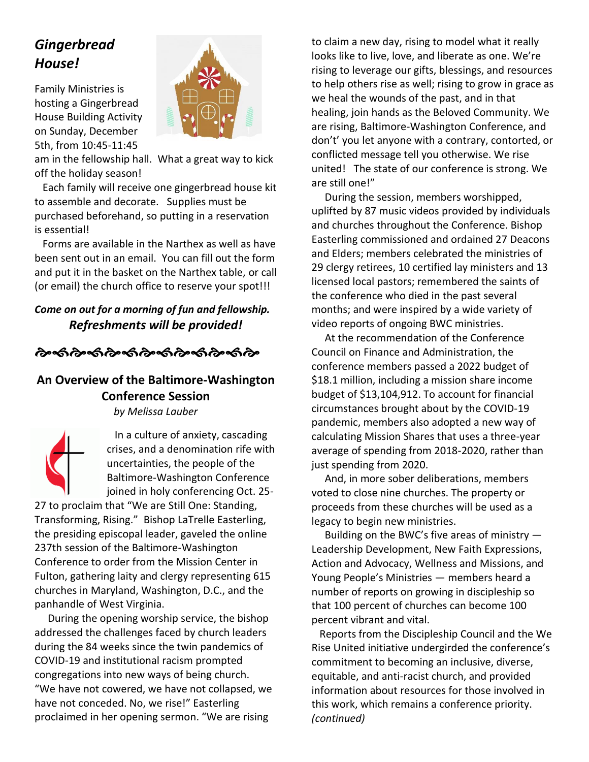## *Gingerbread House!*

Family Ministries is hosting a Gingerbread House Building Activity on Sunday, December 5th, from 10:45-11:45 am in the fellowship hall. What a great way to kick off the holiday season!

Each family will receive one gingerbread house kit to assemble and decorate. Supplies must be purchased beforehand, so putting in a reservation is essential!

Forms are available in the Narthex as well as have been sent out in an email. You can fill out the form and put it in the basket on the Narthex table, or call (or email) the church office to reserve your spot!!!

***Come on out for a morning of fun and fellowship.***

***Refreshments will be provided!***

## An Overview of the Baltimore-Washington Conference Session

*by Melissa Lauber*

In a culture of anxiety, cascading crises, and a denomination rife with uncertainties, the people of the Baltimore-Washington Conference joined in holy conferencing Oct. 25-27 to proclaim that "We are Still One: Standing, Transforming, Rising." Bishop LaTrelle Easterling, the presiding episcopal leader, gaveled the online 237th session of the Baltimore-Washington Conference to order from the Mission Center in Fulton, gathering laity and clergy representing 615 churches in Maryland, Washington, D.C., and the panhandle of West Virginia.

During the opening worship service, the bishop addressed the challenges faced by church leaders during the 84 weeks since the twin pandemics of COVID-19 and institutional racism prompted congregations into new ways of being church. "We have not cowered, we have not collapsed, we have not conceded. No, we rise!" Easterling proclaimed in her opening sermon. "We are rising to claim a new day, rising to model what it really looks like to live, love, and liberate as one. We're rising to leverage our gifts, blessings, and resources to help others rise as well; rising to grow in grace as we heal the wounds of the past, and in that healing, join hands as the Beloved Community. We are rising, Baltimore-Washington Conference, and don't' you let anyone with a contrary, contorted, or conflicted message tell you otherwise. We rise united! The state of our conference is strong. We are still one!"

During the session, members worshipped, uplifted by 87 music videos provided by individuals and churches throughout the Conference. Bishop Easterling commissioned and ordained 27 Deacons and Elders; members celebrated the ministries of 29 clergy retirees, 10 certified lay ministers and 13 licensed local pastors; remembered the saints of the conference who died in the past several months; and were inspired by a wide variety of video reports of ongoing BWC ministries.

At the recommendation of the Conference Council on Finance and Administration, the conference members passed a 2022 budget of $18.1 million, including a mission share income budget of $13,104,912. To account for financial circumstances brought about by the COVID-19 pandemic, members also adopted a new way of calculating Mission Shares that uses a three-year average of spending from 2018-2020, rather than just spending from 2020.

And, in more sober deliberations, members voted to close nine churches. The property or proceeds from these churches will be used as a legacy to begin new ministries.

Building on the BWC's five areas of ministry — Leadership Development, New Faith Expressions, Action and Advocacy, Wellness and Missions, and Young People's Ministries — members heard a number of reports on growing in discipleship so that 100 percent of churches can become 100 percent vibrant and vital.

Reports from the Discipleship Council and the We Rise United initiative undergirded the conference's commitment to becoming an inclusive, diverse, equitable, and anti-racist church, and provided information about resources for those involved in this work, which remains a conference priority. *(continued)*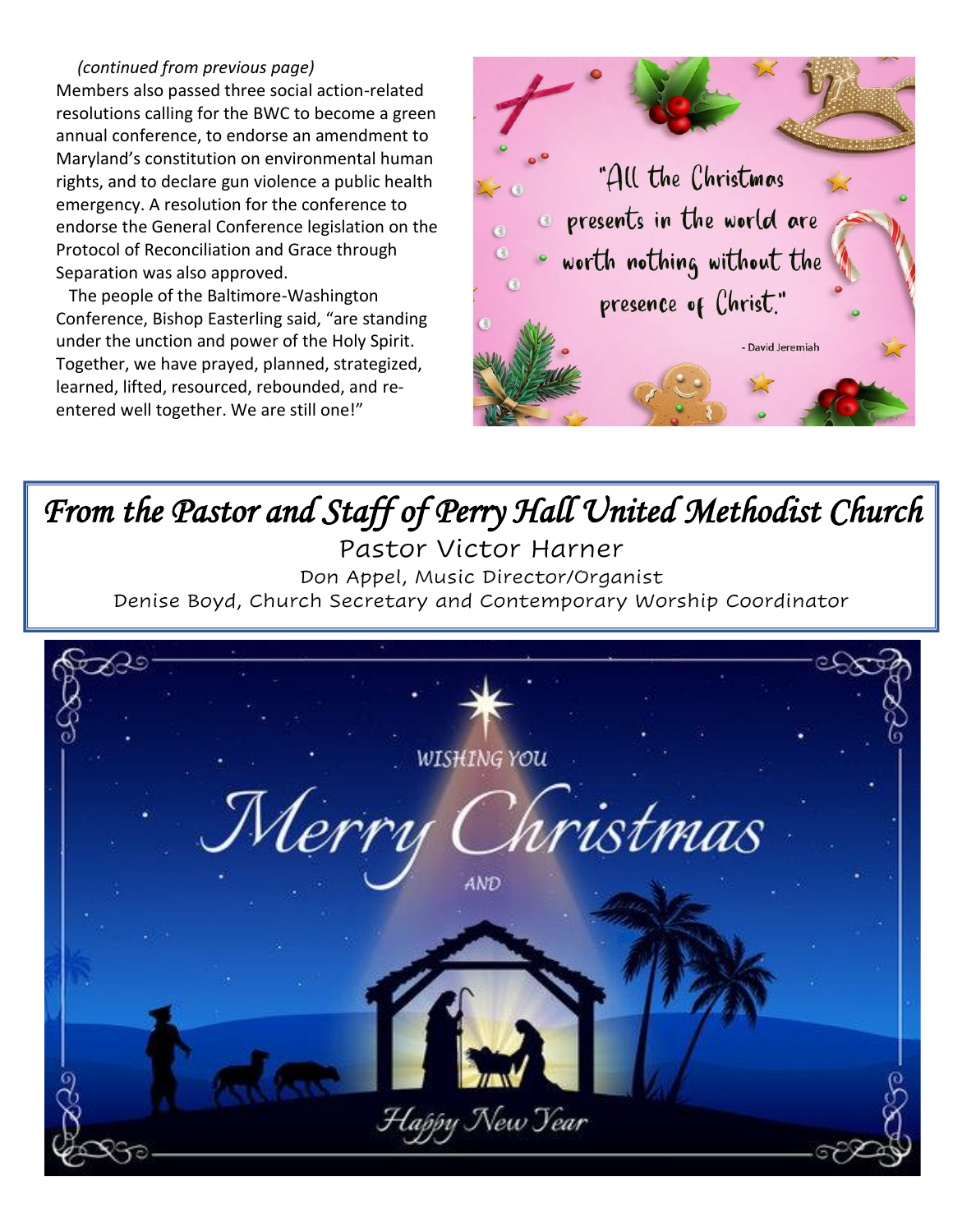*(continued from previous page)*

Members also passed three social action-related resolutions calling for the BWC to become a green annual conference, to endorse an amendment to Maryland's constitution on environmental human rights, and to declare gun violence a public health emergency. A resolution for the conference to endorse the General Conference legislation on the Protocol of Reconciliation and Grace through Separation was also approved.

The people of the Baltimore-Washington Conference, Bishop Easterling said, "are standing under the unction and power of the Holy Spirit. Together, we have prayed, planned, strategized, learned, lifted, resourced, rebounded, and re-entered well together. We are still one!"

"All the Christmas presents in the world are worth nothing without the presence of Christ."

- David Jeremiah

# *From the Pastor and Staff of Perry Hall United Methodist Church*

Pastor Victor Harner

Don Appel, Music Director/Organist

Denise Boyd, Church Secretary and Contemporary Worship Coordinator

WISHING YOU

Merry Christmas

AND

Happy New Year